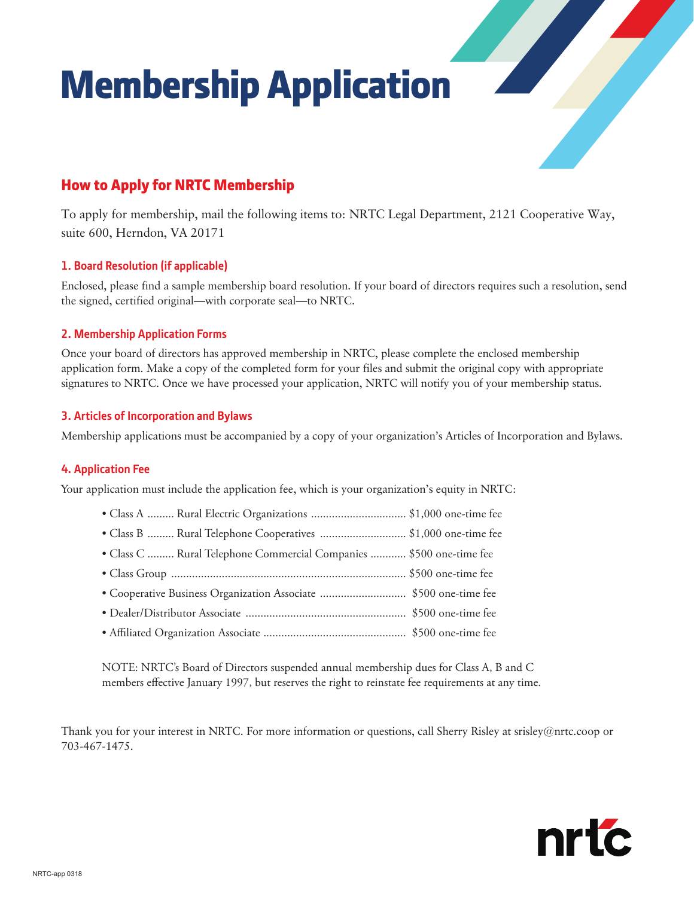# Membership Application

## How to Apply for NRTC Membership

To apply for membership, mail the following items to: NRTC Legal Department, 2121 Cooperative Way, suite 600, Herndon, VA 20171

### 1. Board Resolution (if applicable)

Enclosed, please find a sample membership board resolution. If your board of directors requires such a resolution, send the signed, certified original—with corporate seal—to NRTC.

### 2. Membership Application Forms

Once your board of directors has approved membership in NRTC, please complete the enclosed membership application form. Make a copy of the completed form for your files and submit the original copy with appropriate signatures to NRTC. Once we have processed your application, NRTC will notify you of your membership status.

### 3. Articles of Incorporation and Bylaws

Membership applications must be accompanied by a copy of your organization's Articles of Incorporation and Bylaws.

### 4. Application Fee

Your application must include the application fee, which is your organization's equity in NRTC:

- Class A ......... Rural Electric Organizations ................................ $1,000 one-time fee
- Class B ......... Rural Telephone Cooperatives ............................ $1,000 one-time fee
- Class C ......... Rural Telephone Commercial Companies ............ $500 one-time fee
- Class Group ............................................................................... $500 one-time fee
- Cooperative Business Organization Associate ............................ $500 one-time fee
- Dealer/Distributor Associate ...................................................... $500 one-time fee
- Affiliated Organization Associate ................................................ $500 one-time fee

NOTE: NRTC's Board of Directors suspended annual membership dues for Class A, B and C members effective January 1997, but reserves the right to reinstate fee requirements at any time.

Thank you for your interest in NRTC. For more information or questions, call Sherry Risley at srisley@nrtc.coop or 703-467-1475.

NRTC-app 0318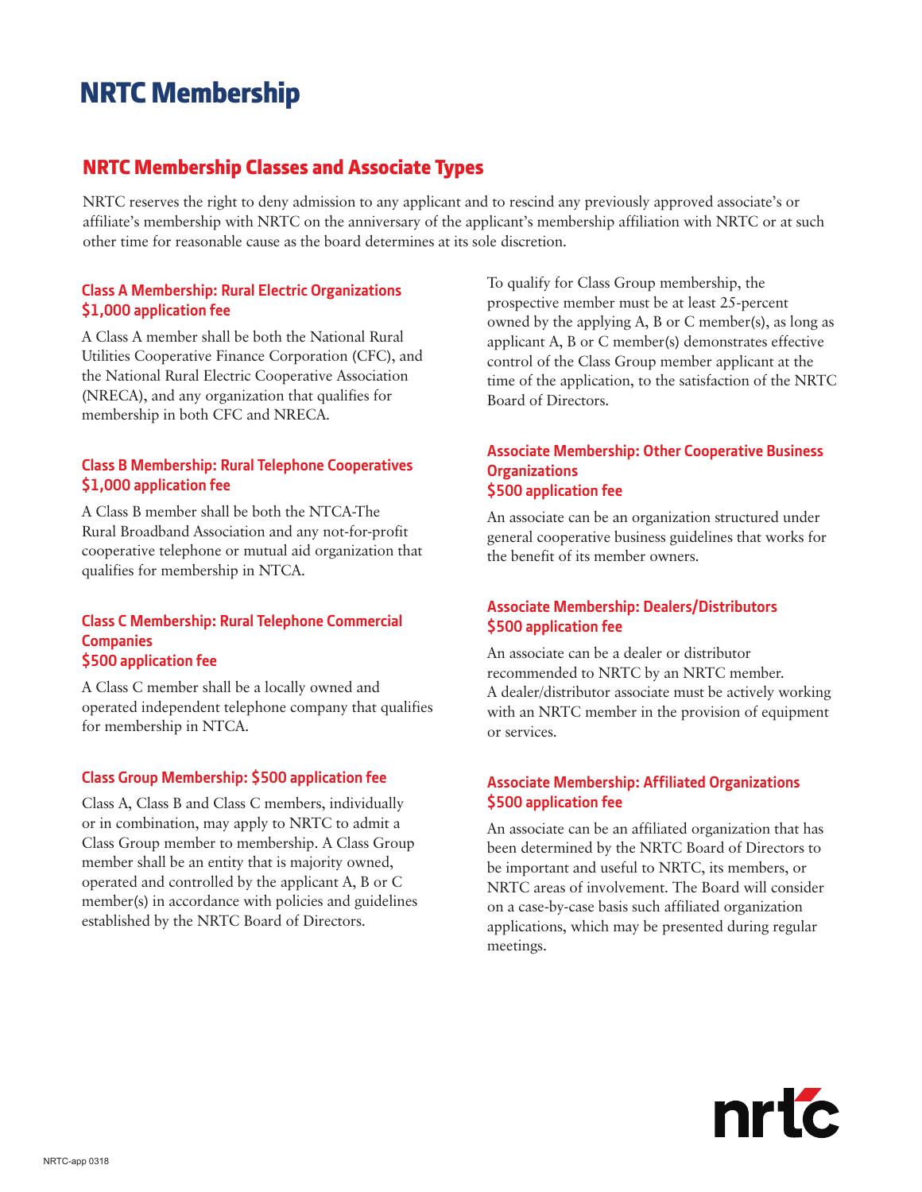# NRTC Membership

## NRTC Membership Classes and Associate Types

NRTC reserves the right to deny admission to any applicant and to rescind any previously approved associate's or affiliate's membership with NRTC on the anniversary of the applicant's membership affiliation with NRTC or at such other time for reasonable cause as the board determines at its sole discretion.

### Class A Membership: Rural Electric Organizations
### $1,000 application fee

A Class A member shall be both the National Rural Utilities Cooperative Finance Corporation (CFC), and the National Rural Electric Cooperative Association (NRECA), and any organization that qualifies for membership in both CFC and NRECA.

### Class B Membership: Rural Telephone Cooperatives
### $1,000 application fee

A Class B member shall be both the NTCA-The Rural Broadband Association and any not-for-profit cooperative telephone or mutual aid organization that qualifies for membership in NTCA.

### Class C Membership: Rural Telephone Commercial Companies
### $500 application fee

A Class C member shall be a locally owned and operated independent telephone company that qualifies for membership in NTCA.

### Class Group Membership: $500 application fee

Class A, Class B and Class C members, individually or in combination, may apply to NRTC to admit a Class Group member to membership. A Class Group member shall be an entity that is majority owned, operated and controlled by the applicant A, B or C member(s) in accordance with policies and guidelines established by the NRTC Board of Directors.

To qualify for Class Group membership, the prospective member must be at least 25-percent owned by the applying A, B or C member(s), as long as applicant A, B or C member(s) demonstrates effective control of the Class Group member applicant at the time of the application, to the satisfaction of the NRTC Board of Directors.

### Associate Membership: Other Cooperative Business Organizations
### $500 application fee

An associate can be an organization structured under general cooperative business guidelines that works for the benefit of its member owners.

### Associate Membership: Dealers/Distributors
### $500 application fee

An associate can be a dealer or distributor recommended to NRTC by an NRTC member. A dealer/distributor associate must be actively working with an NRTC member in the provision of equipment or services.

### Associate Membership: Affiliated Organizations
### $500 application fee

An associate can be an affiliated organization that has been determined by the NRTC Board of Directors to be important and useful to NRTC, its members, or NRTC areas of involvement. The Board will consider on a case-by-case basis such affiliated organization applications, which may be presented during regular meetings.

NRTC-app 0318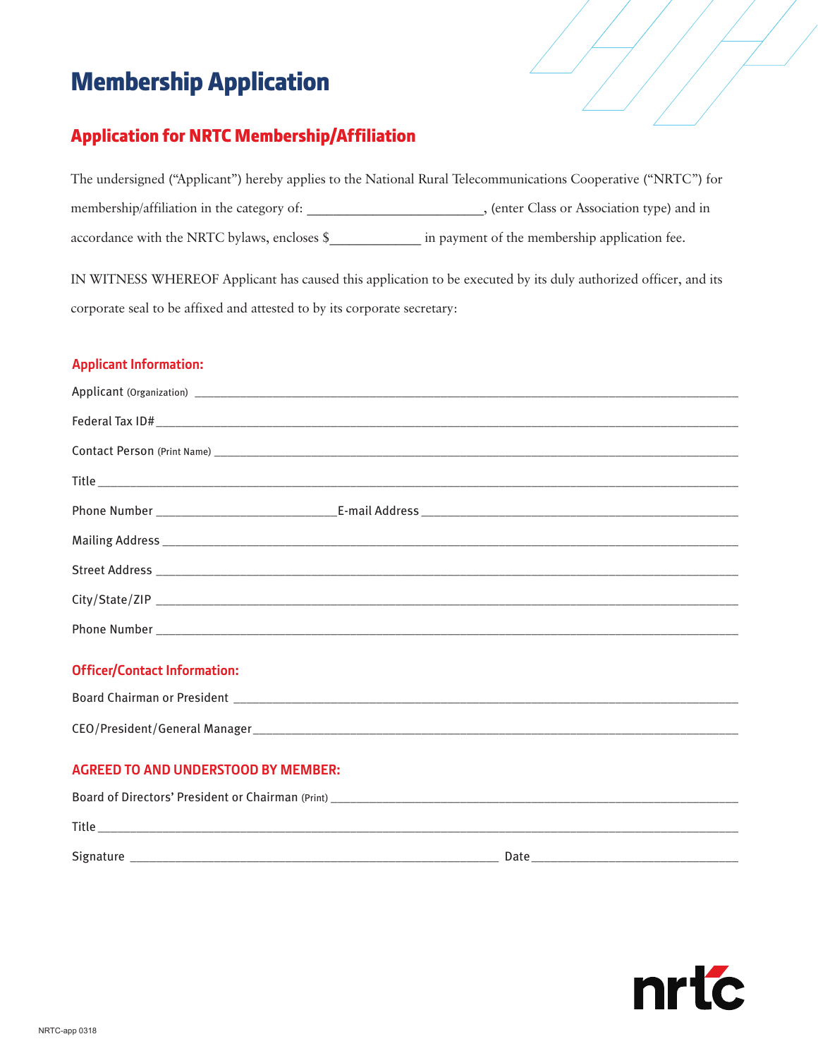# Membership Application

## Application for NRTC Membership/Affiliation

The undersigned ("Applicant") hereby applies to the National Rural Telecommunications Cooperative ("NRTC") for membership/affiliation in the category of: ________________________, (enter Class or Association type) and in accordance with the NRTC bylaws, encloses $____________ in payment of the membership application fee.

IN WITNESS WHEREOF Applicant has caused this application to be executed by its duly authorized officer, and its corporate seal to be affixed and attested to by its corporate secretary:

### Applicant Information:

Applicant (Organization) ______________________________________________________________

Federal Tax ID# ______________________________________________________________

Contact Person (Print Name) ______________________________________________________________

Title ______________________________________________________________

Phone Number __________________________ E-mail Address ______________________________________

Mailing Address ______________________________________________________________

Street Address ______________________________________________________________

City/State/ZIP ______________________________________________________________

Phone Number ______________________________________________________________

### Officer/Contact Information:

Board Chairman or President ______________________________________________________________

CEO/President/General Manager ______________________________________________________________

### AGREED TO AND UNDERSTOOD BY MEMBER:

Board of Directors' President or Chairman (Print) ______________________________________________________________

Title ______________________________________________________________

Signature ________________________________________________ Date ______________________________

nrtc

NRTC-app 0318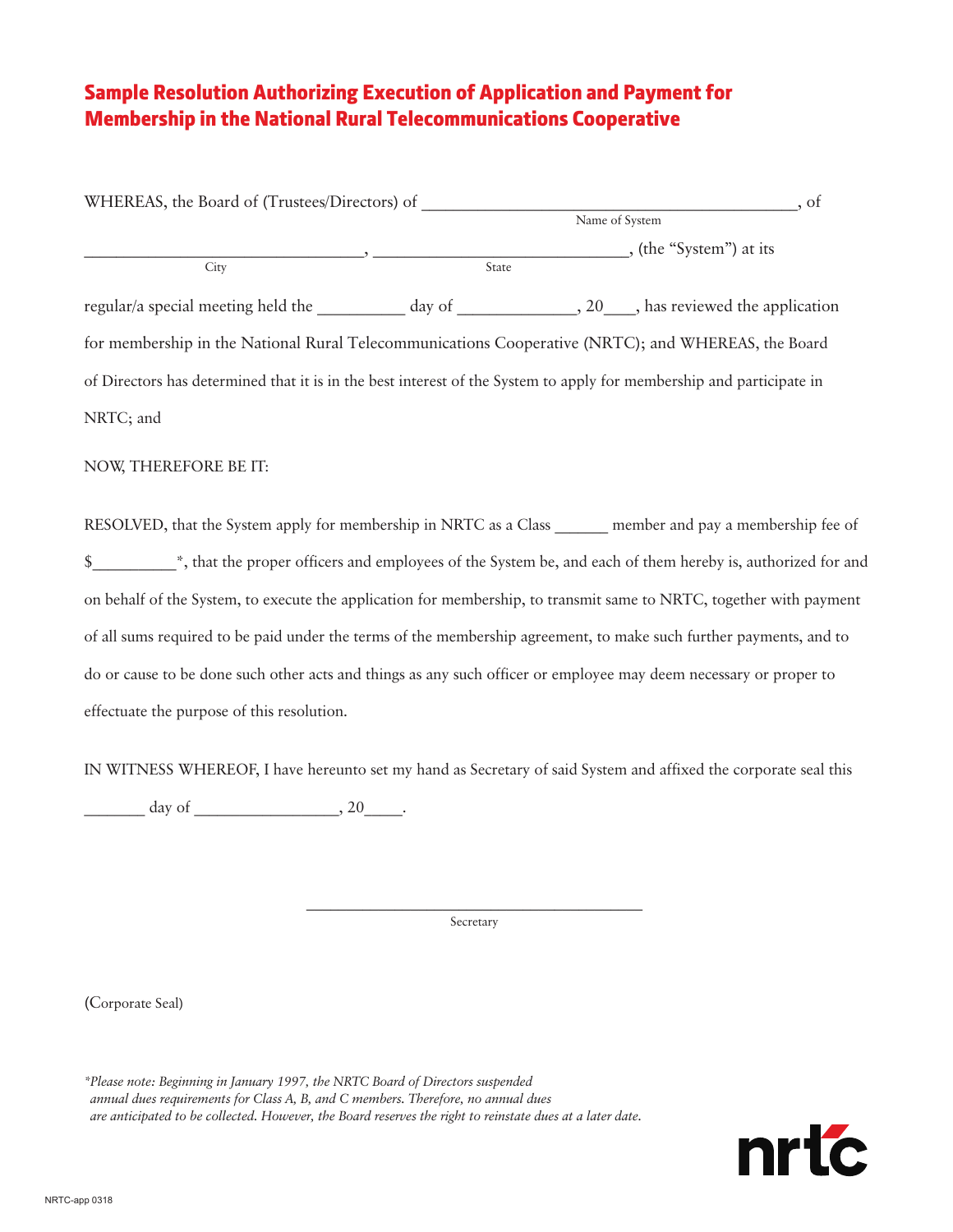## Sample Resolution Authorizing Execution of Application and Payment for Membership in the National Rural Telecommunications Cooperative

WHEREAS, the Board of (Trustees/Directors) of ________________________________________, of
Name of System

______________________________, __________________________, (the "System") at its
City State

regular/a special meeting held the _________ day of ____________, 20___, has reviewed the application for membership in the National Rural Telecommunications Cooperative (NRTC); and WHEREAS, the Board of Directors has determined that it is in the best interest of the System to apply for membership and participate in NRTC; and

NOW, THEREFORE BE IT:

RESOLVED, that the System apply for membership in NRTC as a Class ______ member and pay a membership fee of $_________*, that the proper officers and employees of the System be, and each of them hereby is, authorized for and on behalf of the System, to execute the application for membership, to transmit same to NRTC, together with payment of all sums required to be paid under the terms of the membership agreement, to make such further payments, and to do or cause to be done such other acts and things as any such officer or employee may deem necessary or proper to effectuate the purpose of this resolution.

IN WITNESS WHEREOF, I have hereunto set my hand as Secretary of said System and affixed the corporate seal this _______ day of ________________, 20____.

________________________________________
Secretary

(Corporate Seal)

**Please note: Beginning in January 1997, the NRTC Board of Directors suspended annual dues requirements for Class A, B, and C members. Therefore, no annual dues are anticipated to be collected. However, the Board reserves the right to reinstate dues at a later date.*

nrtc

NRTC-app 0318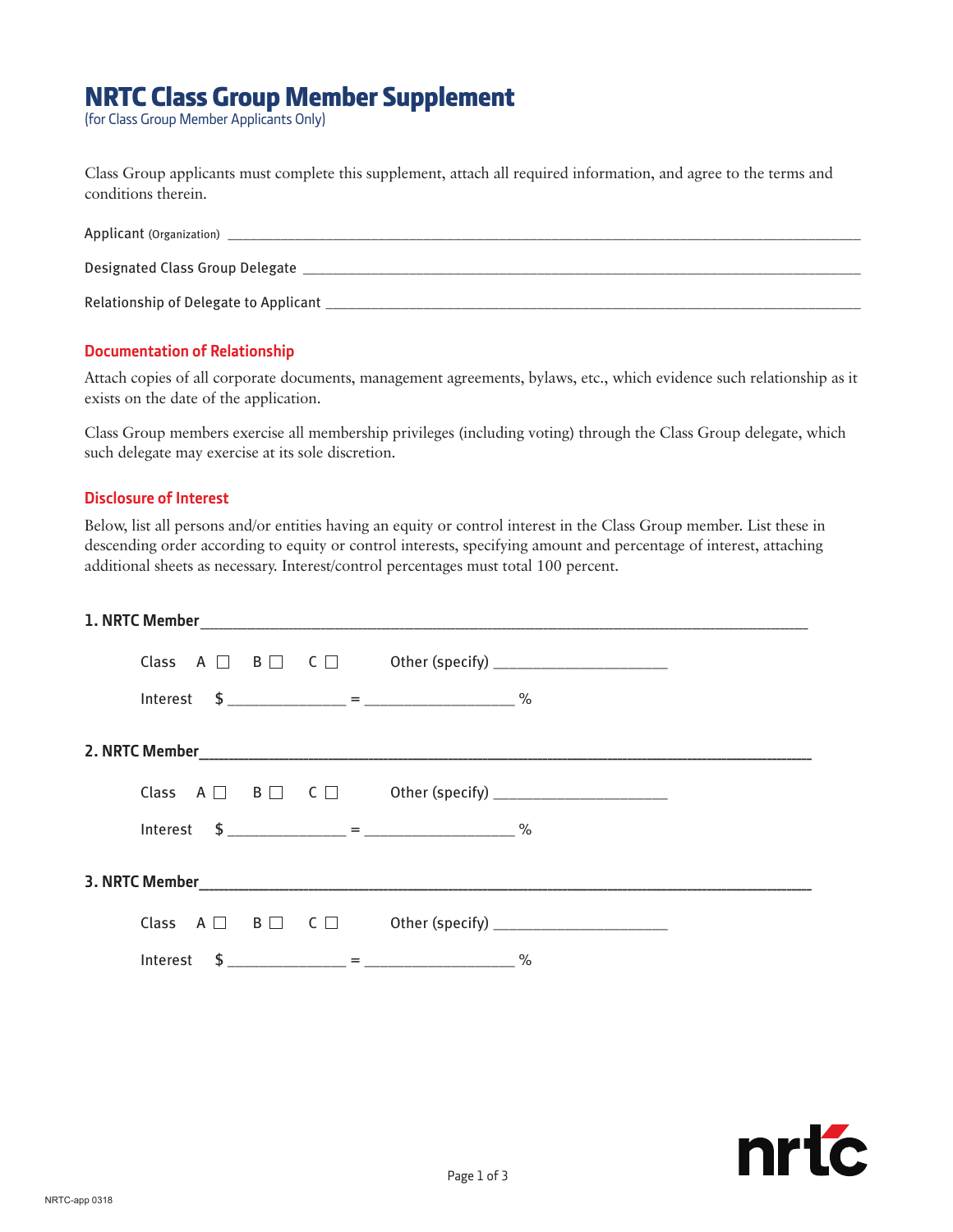# NRTC Class Group Member Supplement

(for Class Group Member Applicants Only)

Class Group applicants must complete this supplement, attach all required information, and agree to the terms and conditions therein.

Applicant (Organization) ____________________________________________

Designated Class Group Delegate ____________________________________________

Relationship of Delegate to Applicant ____________________________________________

## Documentation of Relationship

Attach copies of all corporate documents, management agreements, bylaws, etc., which evidence such relationship as it exists on the date of the application.

Class Group members exercise all membership privileges (including voting) through the Class Group delegate, which such delegate may exercise at its sole discretion.

## Disclosure of Interest

Below, list all persons and/or entities having an equity or control interest in the Class Group member. List these in descending order according to equity or control interests, specifying amount and percentage of interest, attaching additional sheets as necessary. Interest/control percentages must total 100 percent.

**1. NRTC Member** ____________________________________________

Class A ☐ B ☐ C ☐ Other (specify) ____________________

Interest $ ______________ = __________________ %

**2. NRTC Member** ____________________________________________

Class A ☐ B ☐ C ☐ Other (specify) ____________________

Interest $ ______________ = __________________ %

**3. NRTC Member** ____________________________________________

Class A ☐ B ☐ C ☐ Other (specify) ____________________

Interest $ ______________ = __________________ %

NRTC-app 0318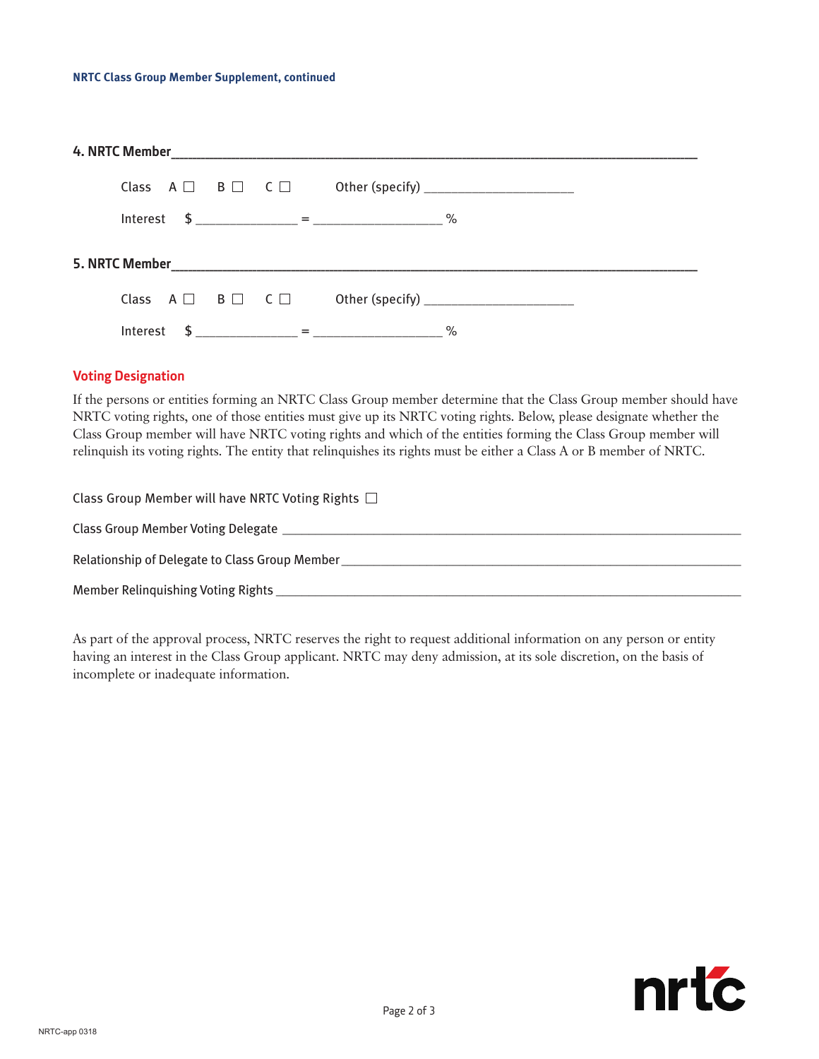**4. NRTC Member**\_\_\_\_\_\_\_\_\_\_\_\_\_\_\_\_\_\_\_\_\_\_\_\_\_\_\_\_\_\_\_\_\_\_\_\_\_\_\_\_\_\_\_\_\_\_\_\_\_\_\_\_\_\_\_\_\_\_\_\_

Class A ☐ B ☐ C ☐ Other (specify) \_\_\_\_\_\_\_\_\_\_\_\_\_\_\_\_\_\_\_\_

Interest $ \_\_\_\_\_\_\_\_\_\_\_\_\_\_ = \_\_\_\_\_\_\_\_\_\_\_\_\_\_\_\_\_\_ %

**5. NRTC Member**\_\_\_\_\_\_\_\_\_\_\_\_\_\_\_\_\_\_\_\_\_\_\_\_\_\_\_\_\_\_\_\_\_\_\_\_\_\_\_\_\_\_\_\_\_\_\_\_\_\_\_\_\_\_\_\_\_\_\_\_

Class A ☐ B ☐ C ☐ Other (specify) \_\_\_\_\_\_\_\_\_\_\_\_\_\_\_\_\_\_\_\_

Interest $ \_\_\_\_\_\_\_\_\_\_\_\_\_\_ = \_\_\_\_\_\_\_\_\_\_\_\_\_\_\_\_\_\_ %

## Voting Designation

If the persons or entities forming an NRTC Class Group member determine that the Class Group member should have NRTC voting rights, one of those entities must give up its NRTC voting rights. Below, please designate whether the Class Group member will have NRTC voting rights and which of the entities forming the Class Group member will relinquish its voting rights. The entity that relinquishes its rights must be either a Class A or B member of NRTC.

Class Group Member will have NRTC Voting Rights ☐

Class Group Member Voting Delegate \_\_\_\_\_\_\_\_\_\_\_\_\_\_\_\_\_\_\_\_\_\_\_\_\_\_\_\_\_\_\_\_\_\_\_\_\_\_\_\_\_\_\_\_\_\_\_\_

Relationship of Delegate to Class Group Member \_\_\_\_\_\_\_\_\_\_\_\_\_\_\_\_\_\_\_\_\_\_\_\_\_\_\_\_\_\_\_\_\_\_\_\_\_\_\_\_

Member Relinquishing Voting Rights \_\_\_\_\_\_\_\_\_\_\_\_\_\_\_\_\_\_\_\_\_\_\_\_\_\_\_\_\_\_\_\_\_\_\_\_\_\_\_\_\_\_\_\_\_\_\_\_\_\_

As part of the approval process, NRTC reserves the right to request additional information on any person or entity having an interest in the Class Group applicant. NRTC may deny admission, at its sole discretion, on the basis of incomplete or inadequate information.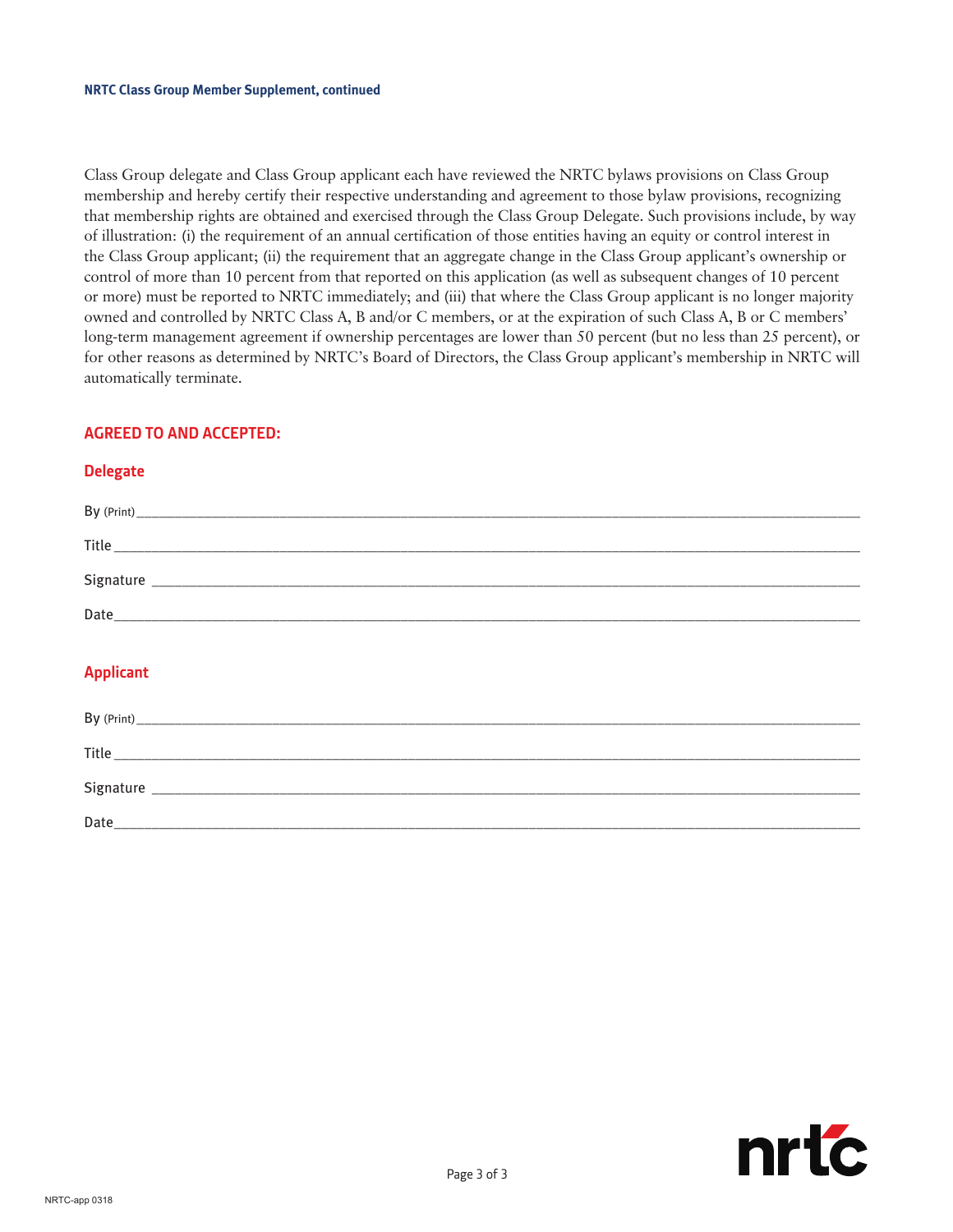NRTC Class Group Member Supplement, continued

Class Group delegate and Class Group applicant each have reviewed the NRTC bylaws provisions on Class Group membership and hereby certify their respective understanding and agreement to those bylaw provisions, recognizing that membership rights are obtained and exercised through the Class Group Delegate. Such provisions include, by way of illustration: (i) the requirement of an annual certification of those entities having an equity or control interest in the Class Group applicant; (ii) the requirement that an aggregate change in the Class Group applicant's ownership or control of more than 10 percent from that reported on this application (as well as subsequent changes of 10 percent or more) must be reported to NRTC immediately; and (iii) that where the Class Group applicant is no longer majority owned and controlled by NRTC Class A, B and/or C members, or at the expiration of such Class A, B or C members' long-term management agreement if ownership percentages are lower than 50 percent (but no less than 25 percent), or for other reasons as determined by NRTC's Board of Directors, the Class Group applicant's membership in NRTC will automatically terminate.

## AGREED TO AND ACCEPTED:

### Delegate

By (Print)______________________________________________

Title______________________________________________

Signature ______________________________________________

Date______________________________________________

### Applicant

By (Print)______________________________________________

Title______________________________________________

Signature ______________________________________________

Date______________________________________________

NRTC-app 0318